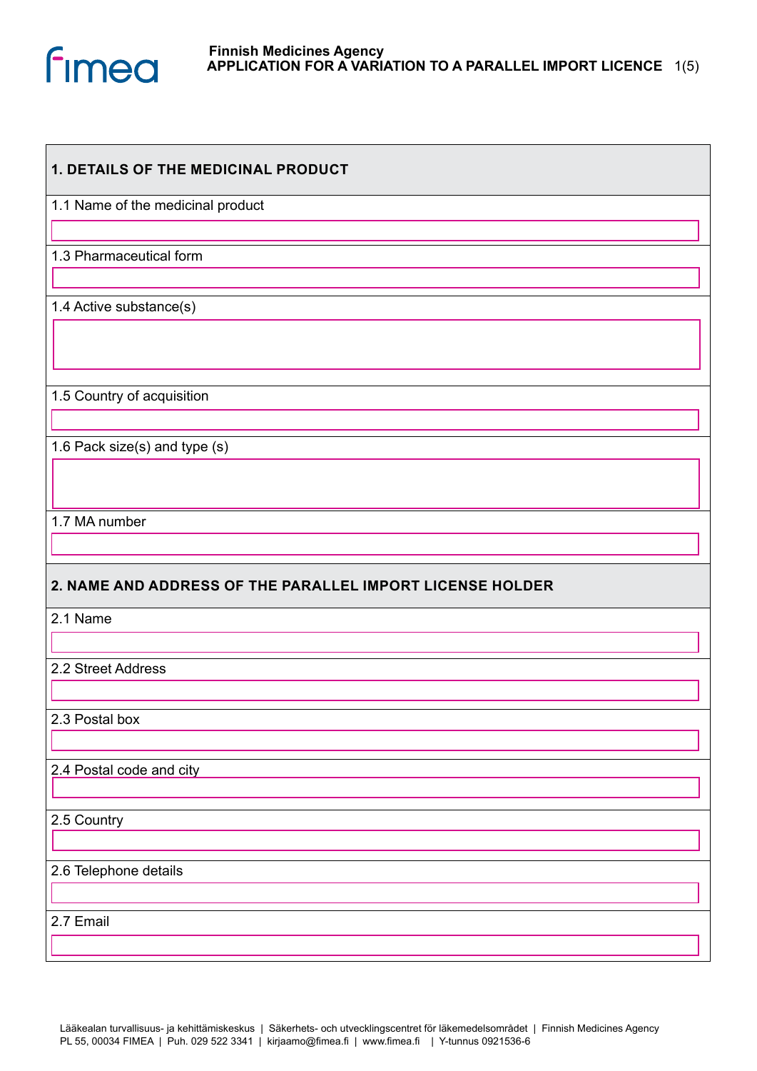**Finnish Medicines Agency**
**APPLICATION FOR A VARIATION TO A PARALLEL IMPORT LICENCE**

## 1. DETAILS OF THE MEDICINAL PRODUCT

1.1 Name of the medicinal product

1.3 Pharmaceutical form

1.4 Active substance(s)

1.5 Country of acquisition

1.6 Pack size(s) and type (s)

1.7 MA number

## 2. NAME AND ADDRESS OF THE PARALLEL IMPORT LICENSE HOLDER

2.1 Name

2.2 Street Address

2.3 Postal box

2.4 Postal code and city

2.5 Country

2.6 Telephone details

2.7 Email

Lääkealan turvallisuus- ja kehittämiskeskus | Säkerhets- och utvecklingscentret för läkemedelsområdet | Finnish Medicines Agency
PL 55, 00034 FIMEA | Puh. 029 522 3341 | kirjaamo@fimea.fi | www.fimea.fi | Y-tunnus 0921536-6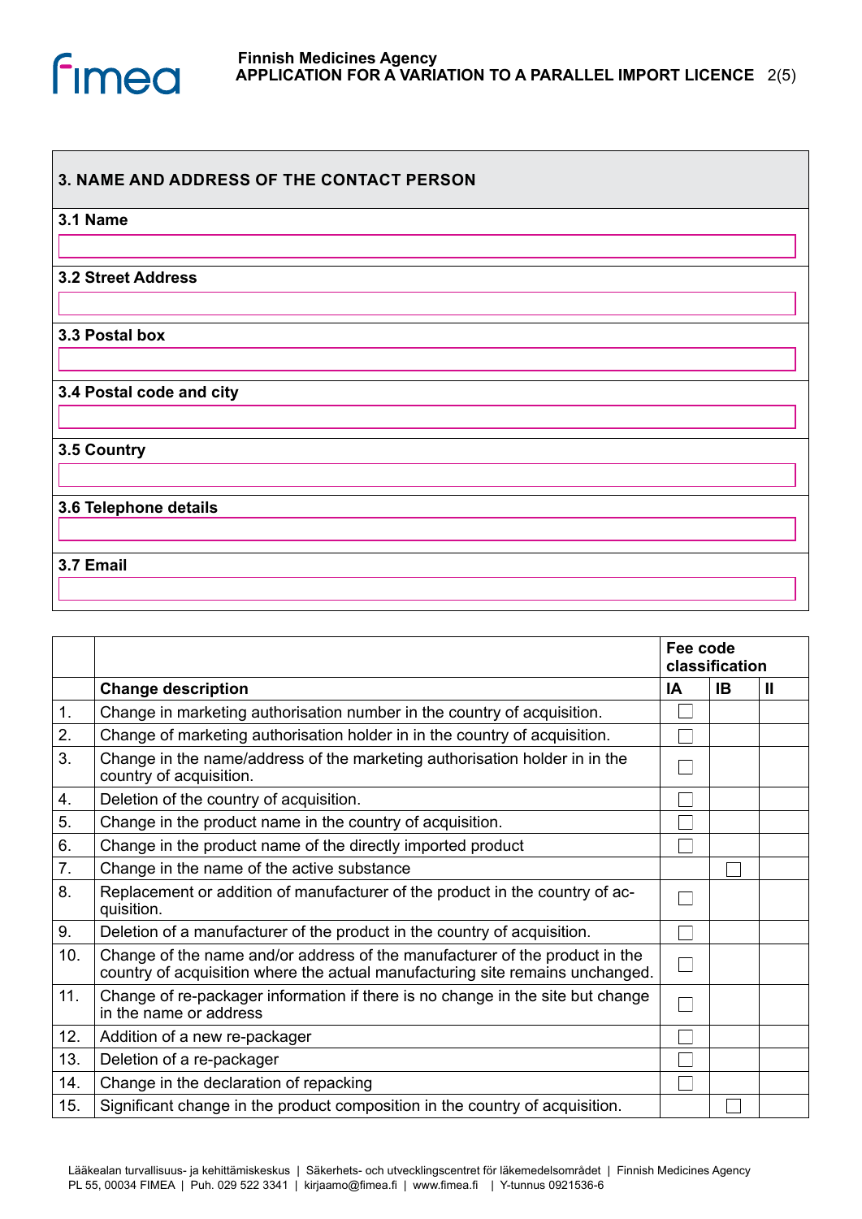## 3. NAME AND ADDRESS OF THE CONTACT PERSON

**3.1 Name**

**3.2 Street Address**

**3.3 Postal box**

**3.4 Postal code and city**

**3.5 Country**

**3.6 Telephone details**

**3.7 Email**

| | | Fee code classification | | |
|---|---|---|---|---|
| | **Change description** | **IA** | **IB** | **II** |
| 1. | Change in marketing authorisation number in the country of acquisition. | ☐ | | |
| 2. | Change of marketing authorisation holder in in the country of acquisition. | ☐ | | |
| 3. | Change in the name/address of the marketing authorisation holder in in the country of acquisition. | ☐ | | |
| 4. | Deletion of the country of acquisition. | ☐ | | |
| 5. | Change in the product name in the country of acquisition. | ☐ | | |
| 6. | Change in the product name of the directly imported product | ☐ | | |
| 7. | Change in the name of the active substance | | ☐ | |
| 8. | Replacement or addition of manufacturer of the product in the country of acquisition. | ☐ | | |
| 9. | Deletion of a manufacturer of the product in the country of acquisition. | ☐ | | |
| 10. | Change of the name and/or address of the manufacturer of the product in the country of acquisition where the actual manufacturing site remains unchanged. | ☐ | | |
| 11. | Change of re-packager information if there is no change in the site but change in the name or address | ☐ | | |
| 12. | Addition of a new re-packager | ☐ | | |
| 13. | Deletion of a re-packager | ☐ | | |
| 14. | Change in the declaration of repacking | ☐ | | |
| 15. | Significant change in the product composition in the country of acquisition. | | ☐ | |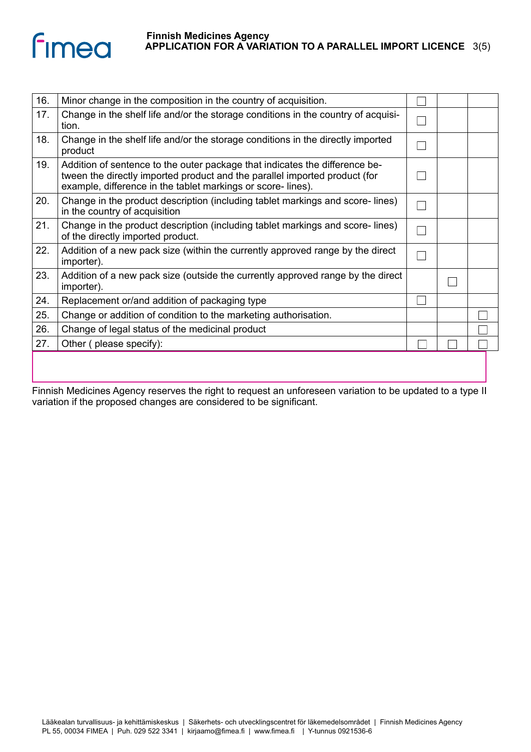| | | | | |
|---|---|---|---|---|
| 16. | Minor change in the composition in the country of acquisition. | ☐ | | |
| 17. | Change in the shelf life and/or the storage conditions in the country of acquisition. | ☐ | | |
| 18. | Change in the shelf life and/or the storage conditions in the directly imported product | ☐ | | |
| 19. | Addition of sentence to the outer package that indicates the difference between the directly imported product and the parallel imported product (for example, difference in the tablet markings or score- lines). | ☐ | | |
| 20. | Change in the product description (including tablet markings and score- lines) in the country of acquisition | ☐ | | |
| 21. | Change in the product description (including tablet markings and score- lines) of the directly imported product. | ☐ | | |
| 22. | Addition of a new pack size (within the currently approved range by the direct importer). | ☐ | | |
| 23. | Addition of a new pack size (outside the currently approved range by the direct importer). | | ☐ | |
| 24. | Replacement or/and addition of packaging type | ☐ | | |
| 25. | Change or addition of condition to the marketing authorisation. | | | ☐ |
| 26. | Change of legal status of the medicinal product | | | ☐ |
| 27. | Other ( please specify): | ☐ | ☐ | ☐ |

Finnish Medicines Agency reserves the right to request an unforeseen variation to be updated to a type II variation if the proposed changes are considered to be significant.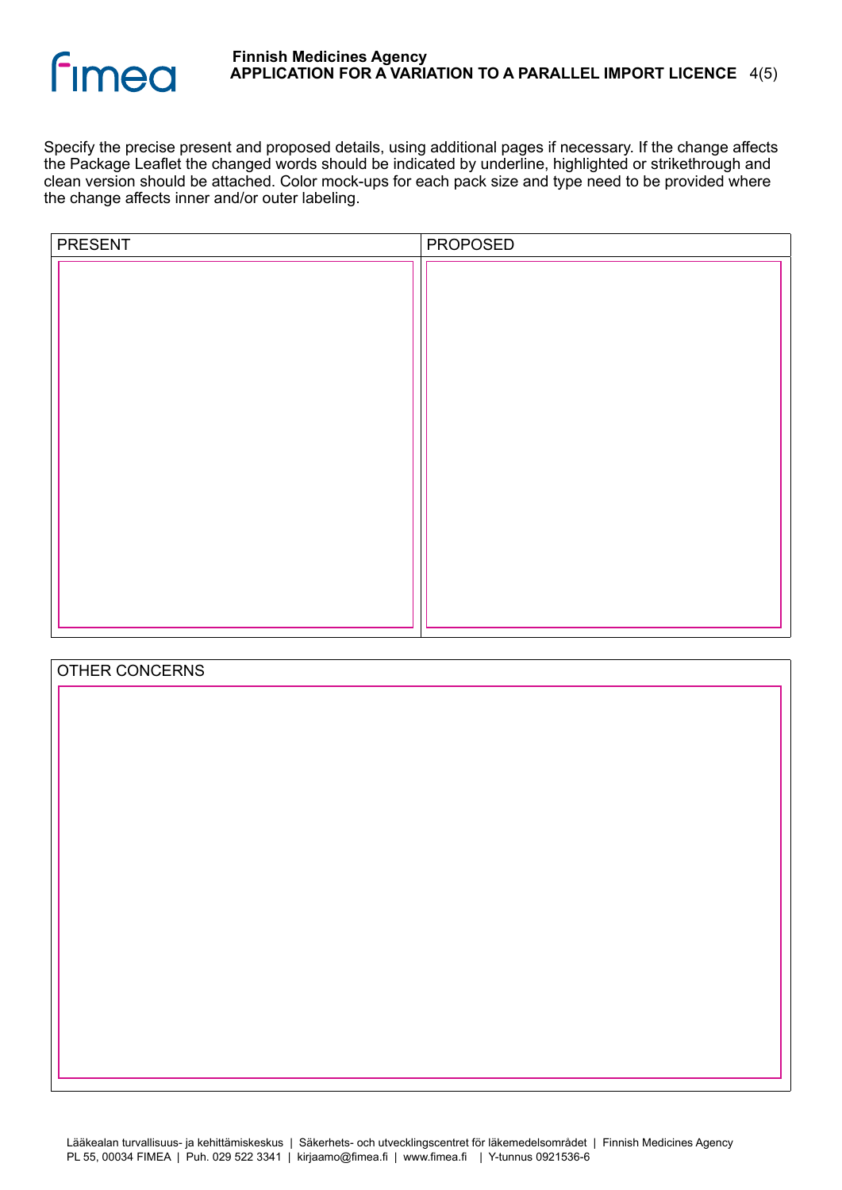Specify the precise present and proposed details, using additional pages if necessary. If the change affects the Package Leaflet the changed words should be indicated by underline, highlighted or strikethrough and clean version should be attached. Color mock-ups for each pack size and type need to be provided where the change affects inner and/or outer labeling.

| PRESENT | PROPOSED |
|---|---|
| | |

| OTHER CONCERNS |
|---|
| |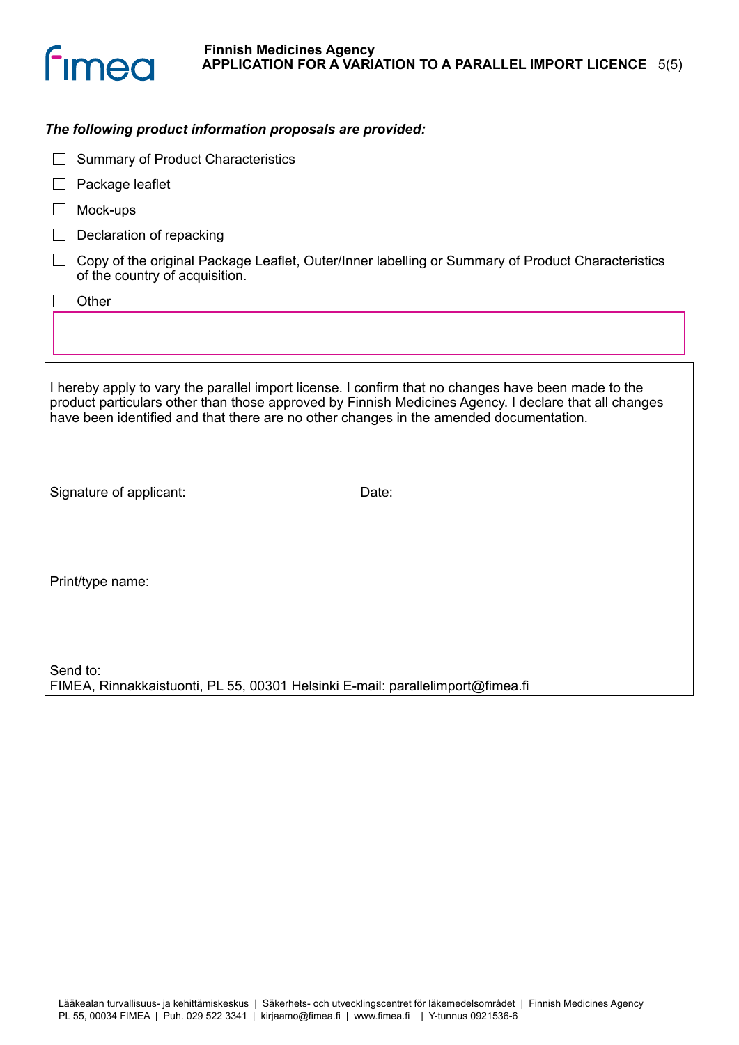***The following product information proposals are provided:***

- ☐ Summary of Product Characteristics
- ☐ Package leaflet
- ☐ Mock-ups
- ☐ Declaration of repacking
- ☐ Copy of the original Package Leaflet, Outer/Inner labelling or Summary of Product Characteristics of the country of acquisition.
- ☐ Other

I hereby apply to vary the parallel import license. I confirm that no changes have been made to the product particulars other than those approved by Finnish Medicines Agency. I declare that all changes have been identified and that there are no other changes in the amended documentation.

Signature of applicant: Date:

Print/type name:

Send to:
FIMEA, Rinnakkaistuonti, PL 55, 00301 Helsinki E-mail: parallelimport@fimea.fi